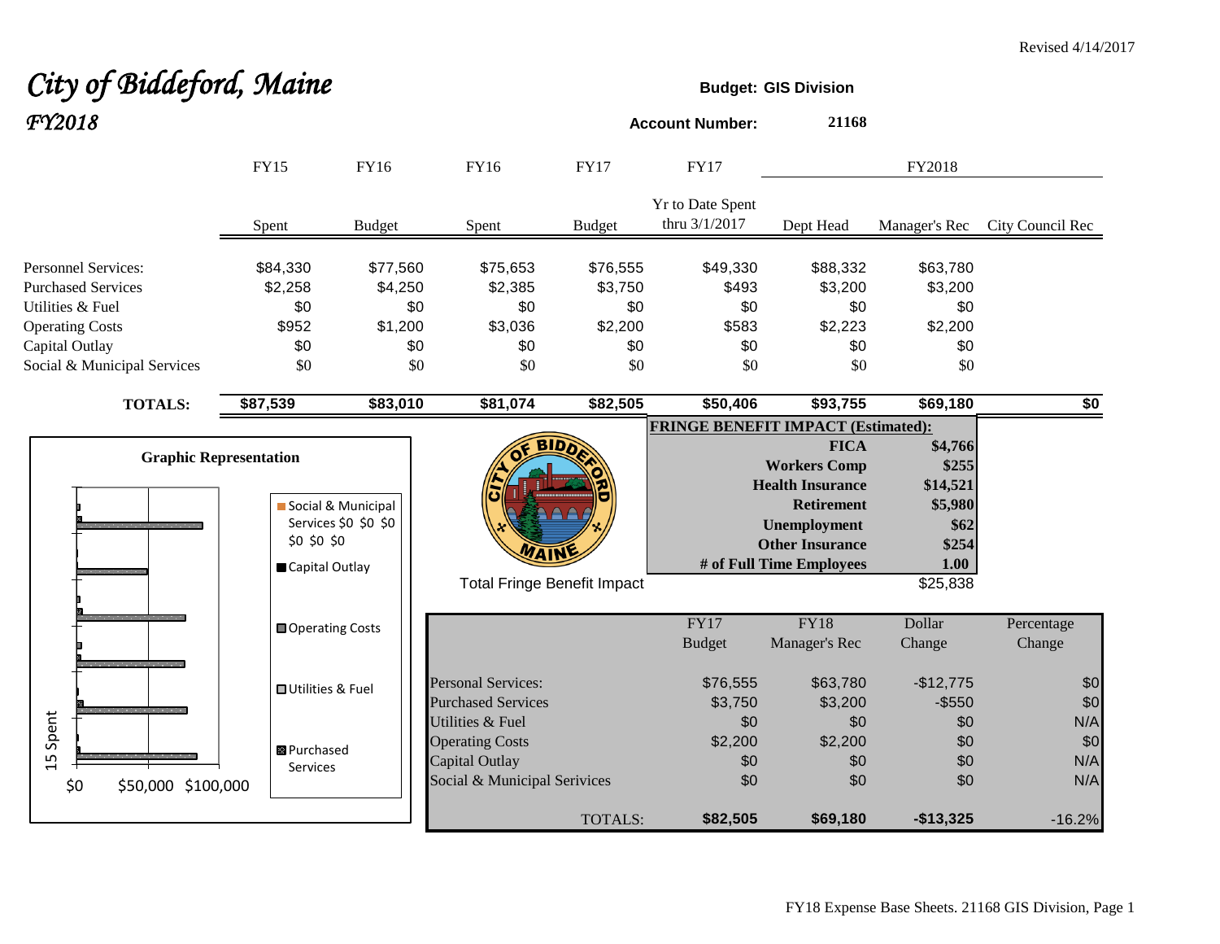Revised 4/14/2017

# *City of Biddeford, Maine*

## *FY2018*

**Budget: GIS Division**

**Account Number:** **21168**

| | FY15 | FY16 | FY16 | FY17 | FY17 | FY2018 | | |
|---|---|---|---|---|---|---|---|---|
| | Spent | Budget | Spent | Budget | Yr to Date Spent thru 3/1/2017 | Dept Head | Manager's Rec | City Council Rec |
| Personnel Services: | $84,330 | $77,560 | $75,653 | $76,555 | $49,330 | $88,332 | $63,780 | |
| Purchased Services | $2,258 | $4,250 | $2,385 | $3,750 | $493 | $3,200 | $3,200 | |
| Utilities & Fuel | $0 | $0 | $0 | $0 | $0 | $0 | $0 | |
| Operating Costs | $952 | $1,200 | $3,036 | $2,200 | $583 | $2,223 | $2,200 | |
| Capital Outlay | $0 | $0 | $0 | $0 | $0 | $0 | $0 | |
| Social & Municipal Services | $0 | $0 | $0 | $0 | $0 | $0 | $0 | |
| **TOTALS:** | **$87,539** | **$83,010** | **$81,074** | **$82,505** | **$50,406** | **$93,755** | **$69,180** | **$0** |

**Graphic Representation**

**FRINGE BENEFIT IMPACT (Estimated):**

| | |
|---|---|
| **FICA** | **$4,766** |
| **Workers Comp** | **$255** |
| **Health Insurance** | **$14,521** |
| **Retirement** | **$5,980** |
| **Unemployment** | **$62** |
| **Other Insurance** | **$254** |
| **# of Full Time Employees** | **1.00** |
| Total Fringe Benefit Impact | $25,838 |

| | FY17 Budget | FY18 Manager's Rec | Dollar Change | Percentage Change |
|---|---|---|---|---|
| Personal Services: | $76,555 | $63,780 | -$12,775 | $0 |
| Purchased Services | $3,750 | $3,200 | -$550 | $0 |
| Utilities & Fuel | $0 | $0 | $0 | N/A |
| Operating Costs | $2,200 | $2,200 | $0 | $0 |
| Capital Outlay | $0 | $0 | $0 | N/A |
| Social & Municipal Serivices | $0 | $0 | $0 | N/A |
| TOTALS: | **$82,505** | **$69,180** | **-$13,325** | -16.2% |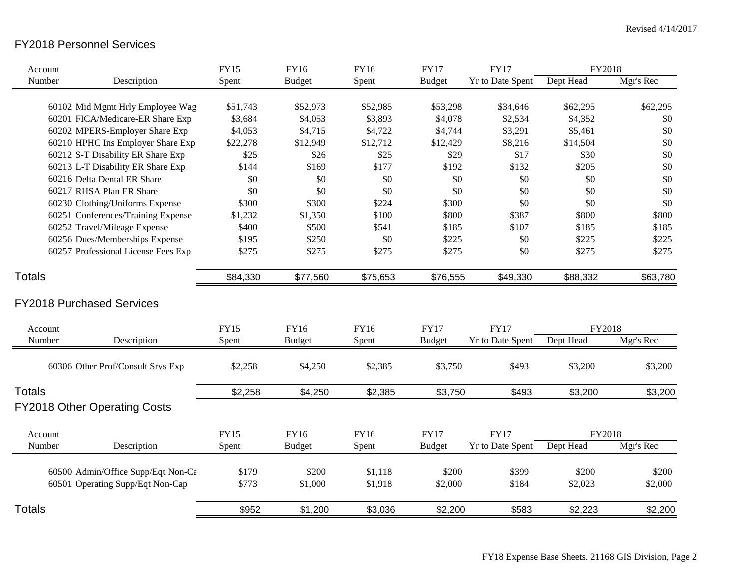Revised 4/14/2017

## FY2018 Personnel Services

| Account Number | Description | FY15 Spent | FY16 Budget | FY16 Spent | FY17 Budget | FY17 Yr to Date Spent | FY2018 Dept Head | FY2018 Mgr's Rec |
|---|---|---|---|---|---|---|---|---|
| 60102 | Mid Mgmt Hrly Employee Wag | $51,743 | $52,973 | $52,985 | $53,298 | $34,646 | $62,295 | $62,295 |
| 60201 | FICA/Medicare-ER Share Exp | $3,684 | $4,053 | $3,893 | $4,078 | $2,534 | $4,352 | $0 |
| 60202 | MPERS-Employer Share Exp | $4,053 | $4,715 | $4,722 | $4,744 | $3,291 | $5,461 | $0 |
| 60210 | HPHC Ins Employer Share Exp | $22,278 | $12,949 | $12,712 | $12,429 | $8,216 | $14,504 | $0 |
| 60212 | S-T Disability ER Share Exp | $25 | $26 | $25 | $29 | $17 | $30 | $0 |
| 60213 | L-T Disability ER Share Exp | $144 | $169 | $177 | $192 | $132 | $205 | $0 |
| 60216 | Delta Dental ER Share | $0 | $0 | $0 | $0 | $0 | $0 | $0 |
| 60217 | RHSA Plan ER Share | $0 | $0 | $0 | $0 | $0 | $0 | $0 |
| 60230 | Clothing/Uniforms Expense | $300 | $300 | $224 | $300 | $0 | $0 | $0 |
| 60251 | Conferences/Training Expense | $1,232 | $1,350 | $100 | $800 | $387 | $800 | $800 |
| 60252 | Travel/Mileage Expense | $400 | $500 | $541 | $185 | $107 | $185 | $185 |
| 60256 | Dues/Memberships Expense | $195 | $250 | $0 | $225 | $0 | $225 | $225 |
| 60257 | Professional License Fees Exp | $275 | $275 | $275 | $275 | $0 | $275 | $275 |
| **Totals** | | $84,330 | $77,560 | $75,653 | $76,555 | $49,330 | $88,332 | $63,780 |

## FY2018 Purchased Services

| Account Number | Description | FY15 Spent | FY16 Budget | FY16 Spent | FY17 Budget | FY17 Yr to Date Spent | FY2018 Dept Head | FY2018 Mgr's Rec |
|---|---|---|---|---|---|---|---|---|
| 60306 | Other Prof/Consult Srvs Exp | $2,258 | $4,250 | $2,385 | $3,750 | $493 | $3,200 | $3,200 |
| **Totals** | | $2,258 | $4,250 | $2,385 | $3,750 | $493 | $3,200 | $3,200 |

## FY2018 Other Operating Costs

| Account Number | Description | FY15 Spent | FY16 Budget | FY16 Spent | FY17 Budget | FY17 Yr to Date Spent | FY2018 Dept Head | FY2018 Mgr's Rec |
|---|---|---|---|---|---|---|---|---|
| 60500 | Admin/Office Supp/Eqt Non-Ca | $179 | $200 | $1,118 | $200 | $399 | $200 | $200 |
| 60501 | Operating Supp/Eqt Non-Cap | $773 | $1,000 | $1,918 | $2,000 | $184 | $2,023 | $2,000 |
| **Totals** | | $952 | $1,200 | $3,036 | $2,200 | $583 | $2,223 | $2,200 |

FY18 Expense Base Sheets. 21168 GIS Division, Page 2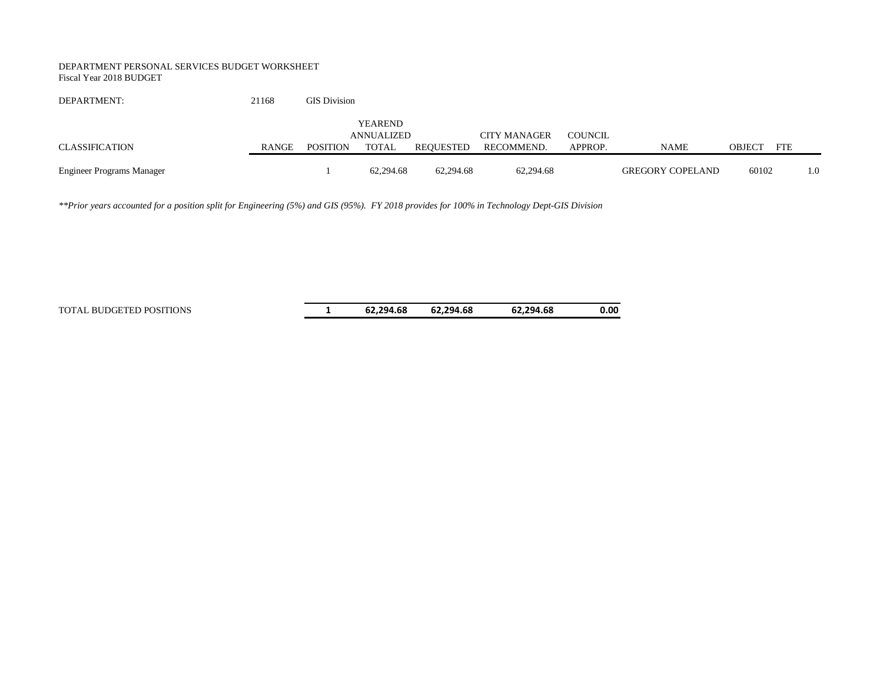DEPARTMENT PERSONAL SERVICES BUDGET WORKSHEET
Fiscal Year 2018 BUDGET

DEPARTMENT: 21168 GIS Division

| CLASSIFICATION | RANGE | POSITION | YEAREND ANNUALIZED TOTAL | REQUESTED | CITY MANAGER RECOMMEND. | COUNCIL APPROP. | NAME | OBJECT | FTE |
|---|---|---|---|---|---|---|---|---|---|
| Engineer Programs Manager | | 1 | 62,294.68 | 62,294.68 | 62,294.68 | | GREGORY COPELAND | 60102 | 1.0 |

*\*\*Prior years accounted for a position split for Engineering (5%) and GIS (95%). FY 2018 provides for 100% in Technology Dept-GIS Division*

| TOTAL BUDGETED POSITIONS | | **1** | **62,294.68** | **62,294.68** | **62,294.68** | **0.00** | | | |
|---|---|---|---|---|---|---|---|---|---|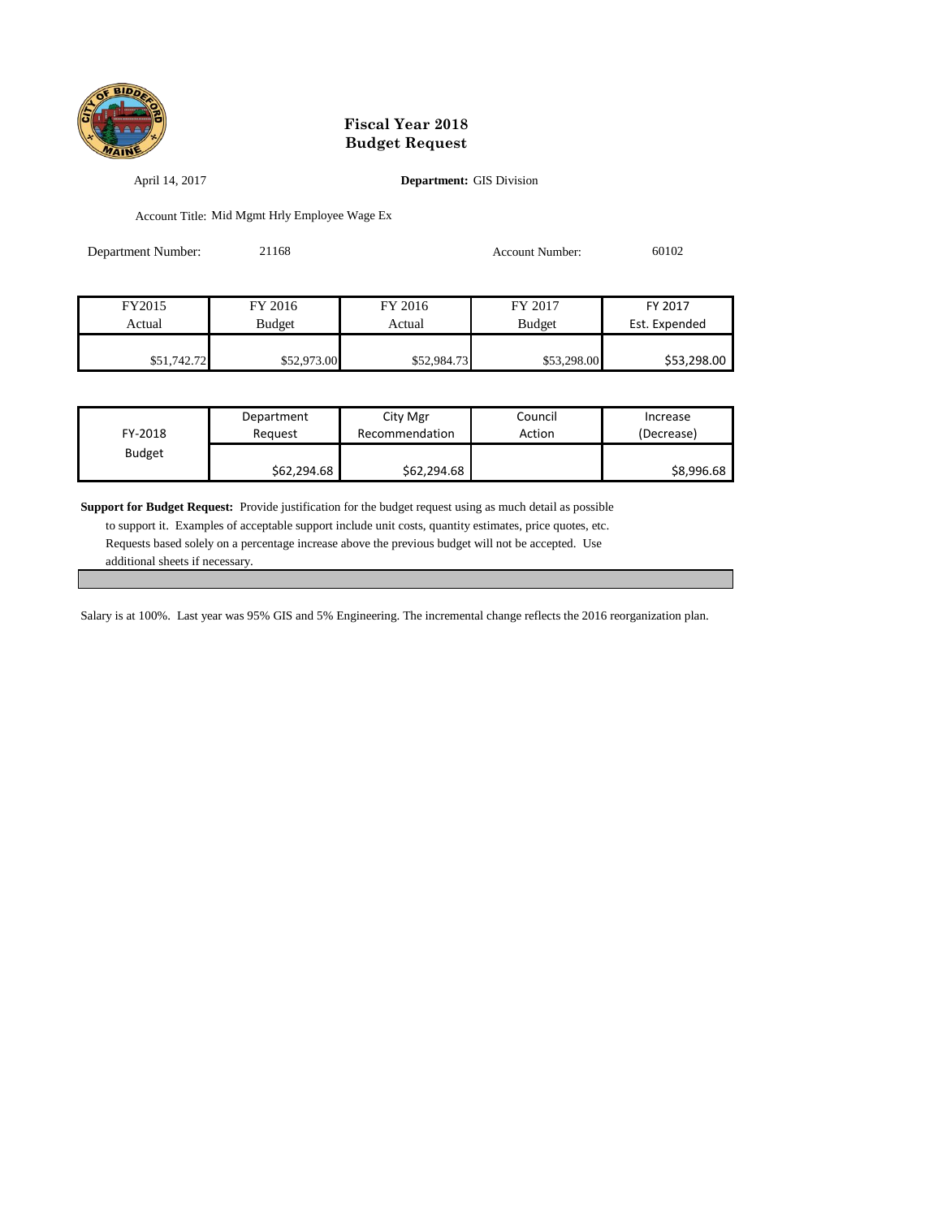# Fiscal Year 2018
# Budget Request

April 14, 2017

**Department:** GIS Division

Account Title: Mid Mgmt Hrly Employee Wage Ex

Department Number: 21168

Account Number: 60102

| FY2015 Actual | FY 2016 Budget | FY 2016 Actual | FY 2017 Budget | FY 2017 Est. Expended |
|---|---|---|---|---|
| $51,742.72 | $52,973.00 | $52,984.73 | $53,298.00 | $53,298.00 |

| FY-2018 Budget | Department Request | City Mgr Recommendation | Council Action | Increase (Decrease) |
|---|---|---|---|---|
| | $62,294.68 | $62,294.68 | | $8,996.68 |

**Support for Budget Request:** Provide justification for the budget request using as much detail as possible to support it. Examples of acceptable support include unit costs, quantity estimates, price quotes, etc. Requests based solely on a percentage increase above the previous budget will not be accepted. Use additional sheets if necessary.

Salary is at 100%. Last year was 95% GIS and 5% Engineering. The incremental change reflects the 2016 reorganization plan.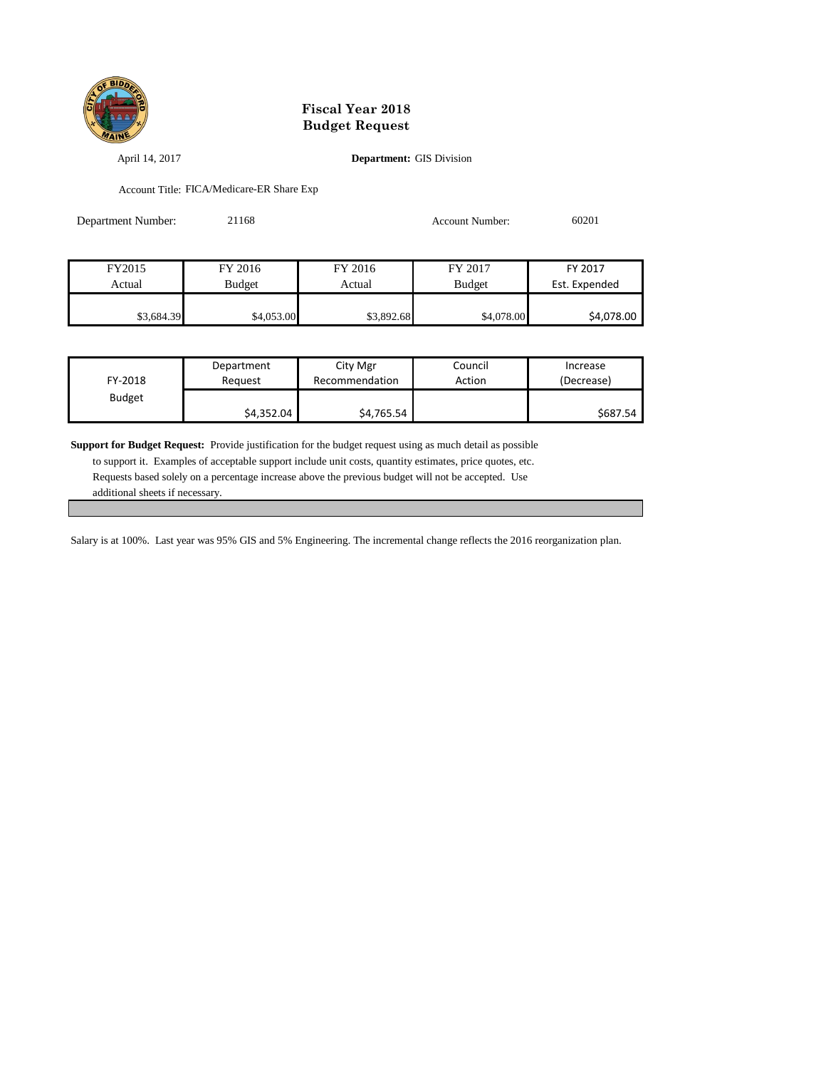# Fiscal Year 2018
# Budget Request

April 14, 2017 **Department:** GIS Division

Account Title: FICA/Medicare-ER Share Exp

Department Number: 21168 Account Number: 60201

| FY2015 Actual | FY 2016 Budget | FY 2016 Actual | FY 2017 Budget | FY 2017 Est. Expended |
|---|---|---|---|---|
| $3,684.39 | $4,053.00 | $3,892.68 | $4,078.00 | $4,078.00 |

| FY-2018 Budget | Department Request | City Mgr Recommendation | Council Action | Increase (Decrease) |
|---|---|---|---|---|
| | $4,352.04 | $4,765.54 | | $687.54 |

**Support for Budget Request:** Provide justification for the budget request using as much detail as possible to support it. Examples of acceptable support include unit costs, quantity estimates, price quotes, etc. Requests based solely on a percentage increase above the previous budget will not be accepted. Use additional sheets if necessary.

Salary is at 100%. Last year was 95% GIS and 5% Engineering. The incremental change reflects the 2016 reorganization plan.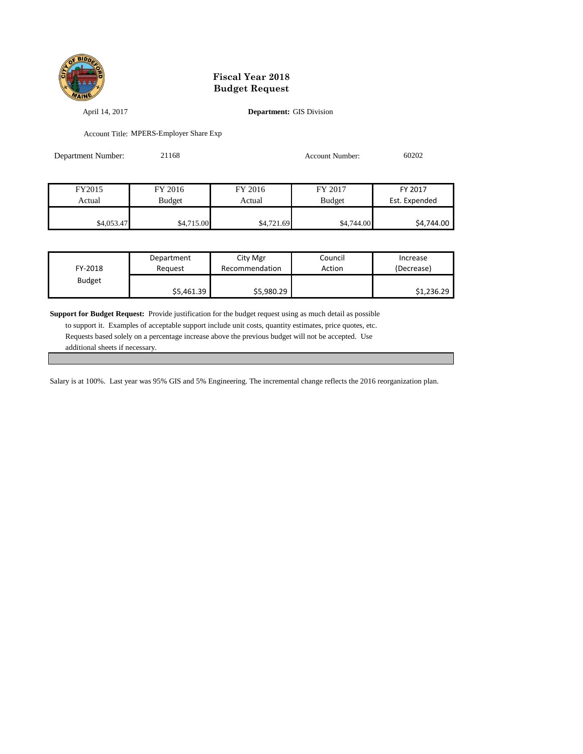# Fiscal Year 2018
# Budget Request

April 14, 2017

**Department:** GIS Division

Account Title: MPERS-Employer Share Exp

Department Number: 21168

Account Number: 60202

| FY2015 Actual | FY 2016 Budget | FY 2016 Actual | FY 2017 Budget | FY 2017 Est. Expended |
|---|---|---|---|---|
| $4,053.47 | $4,715.00 | $4,721.69 | $4,744.00 | $4,744.00 |

| FY-2018 Budget | Department Request | City Mgr Recommendation | Council Action | Increase (Decrease) |
|---|---|---|---|---|
| | $5,461.39 | $5,980.29 | | $1,236.29 |

**Support for Budget Request:** Provide justification for the budget request using as much detail as possible to support it. Examples of acceptable support include unit costs, quantity estimates, price quotes, etc. Requests based solely on a percentage increase above the previous budget will not be accepted. Use additional sheets if necessary.

Salary is at 100%. Last year was 95% GIS and 5% Engineering. The incremental change reflects the 2016 reorganization plan.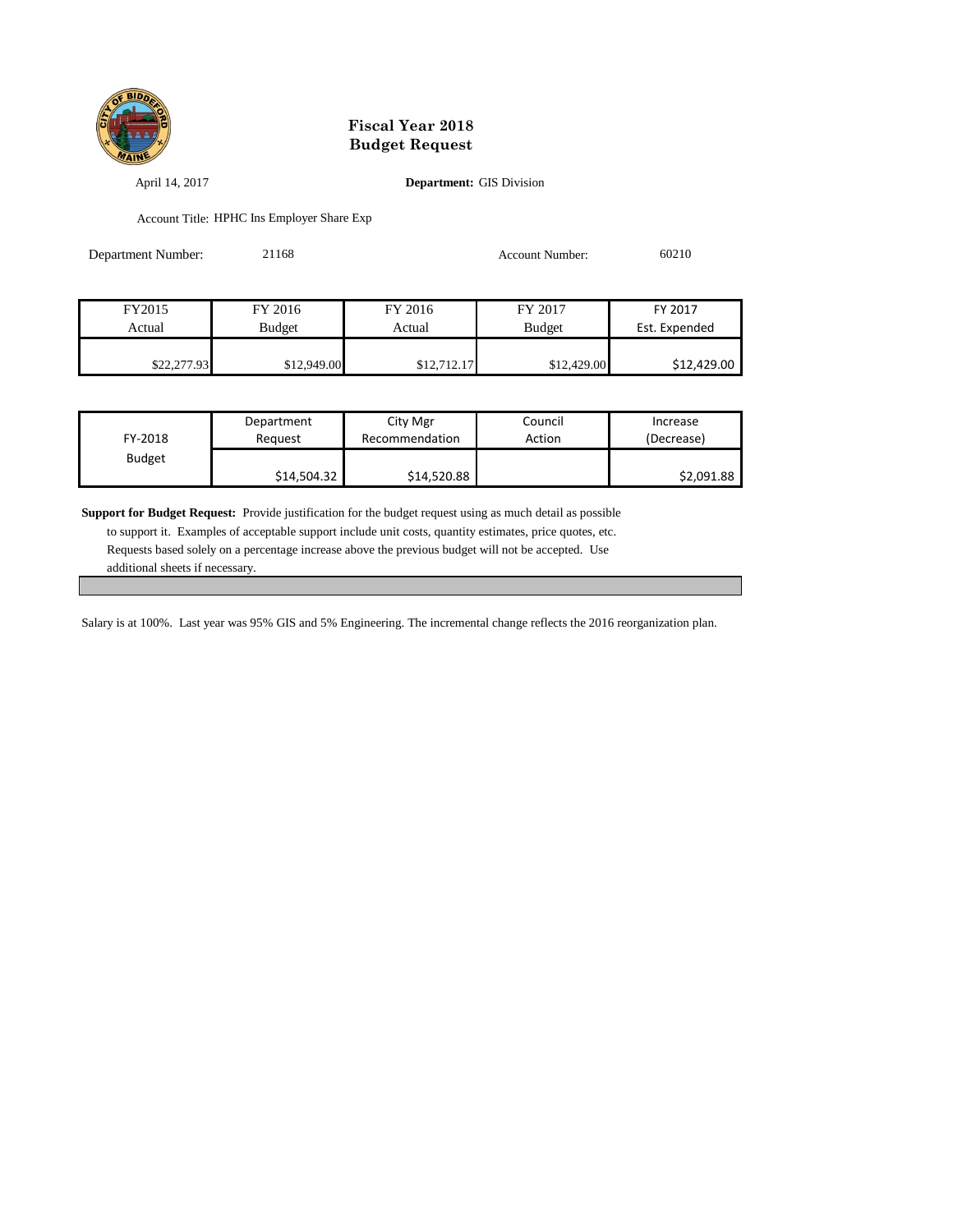# Fiscal Year 2018
# Budget Request

April 14, 2017

**Department:** GIS Division

Account Title: HPHC Ins Employer Share Exp

Department Number: 21168

Account Number: 60210

| FY2015 Actual | FY 2016 Budget | FY 2016 Actual | FY 2017 Budget | FY 2017 Est. Expended |
|---|---|---|---|---|
| $22,277.93 | $12,949.00 | $12,712.17 | $12,429.00 | $12,429.00 |

| FY-2018 Budget | Department Request | City Mgr Recommendation | Council Action | Increase (Decrease) |
|---|---|---|---|---|
| | $14,504.32 | $14,520.88 | | $2,091.88 |

**Support for Budget Request:** Provide justification for the budget request using as much detail as possible to support it. Examples of acceptable support include unit costs, quantity estimates, price quotes, etc. Requests based solely on a percentage increase above the previous budget will not be accepted. Use additional sheets if necessary.

Salary is at 100%. Last year was 95% GIS and 5% Engineering. The incremental change reflects the 2016 reorganization plan.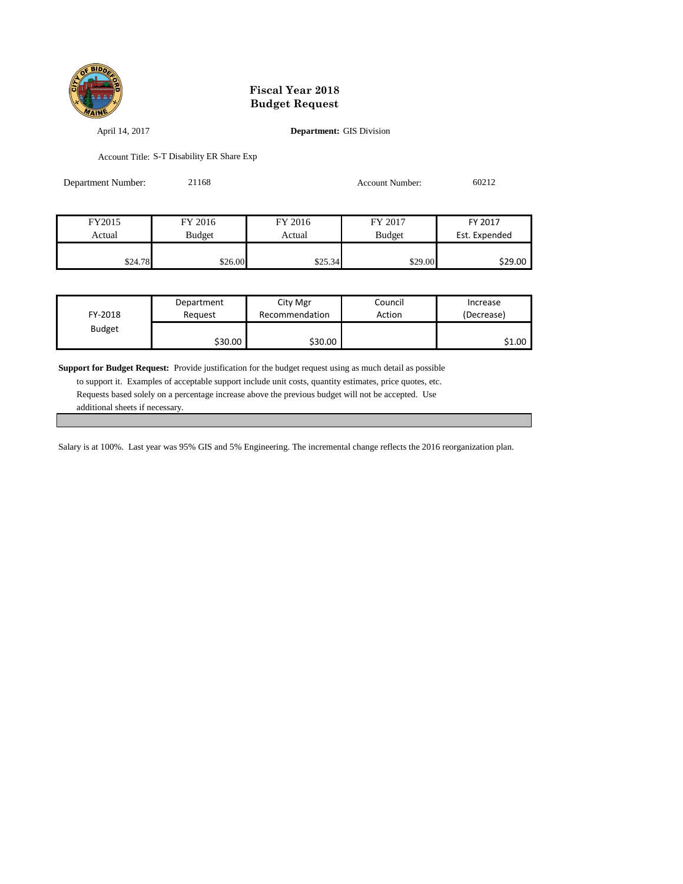# Fiscal Year 2018
# Budget Request

April 14, 2017

**Department:** GIS Division

Account Title: S-T Disability ER Share Exp

Department Number: 21168

Account Number: 60212

| FY2015 Actual | FY 2016 Budget | FY 2016 Actual | FY 2017 Budget | FY 2017 Est. Expended |
|---|---|---|---|---|
| $24.78 | $26.00 | $25.34 | $29.00 | $29.00 |

| FY-2018 Budget | Department Request | City Mgr Recommendation | Council Action | Increase (Decrease) |
|---|---|---|---|---|
| | $30.00 | $30.00 | | $1.00 |

**Support for Budget Request:** Provide justification for the budget request using as much detail as possible to support it. Examples of acceptable support include unit costs, quantity estimates, price quotes, etc. Requests based solely on a percentage increase above the previous budget will not be accepted. Use additional sheets if necessary.

Salary is at 100%. Last year was 95% GIS and 5% Engineering. The incremental change reflects the 2016 reorganization plan.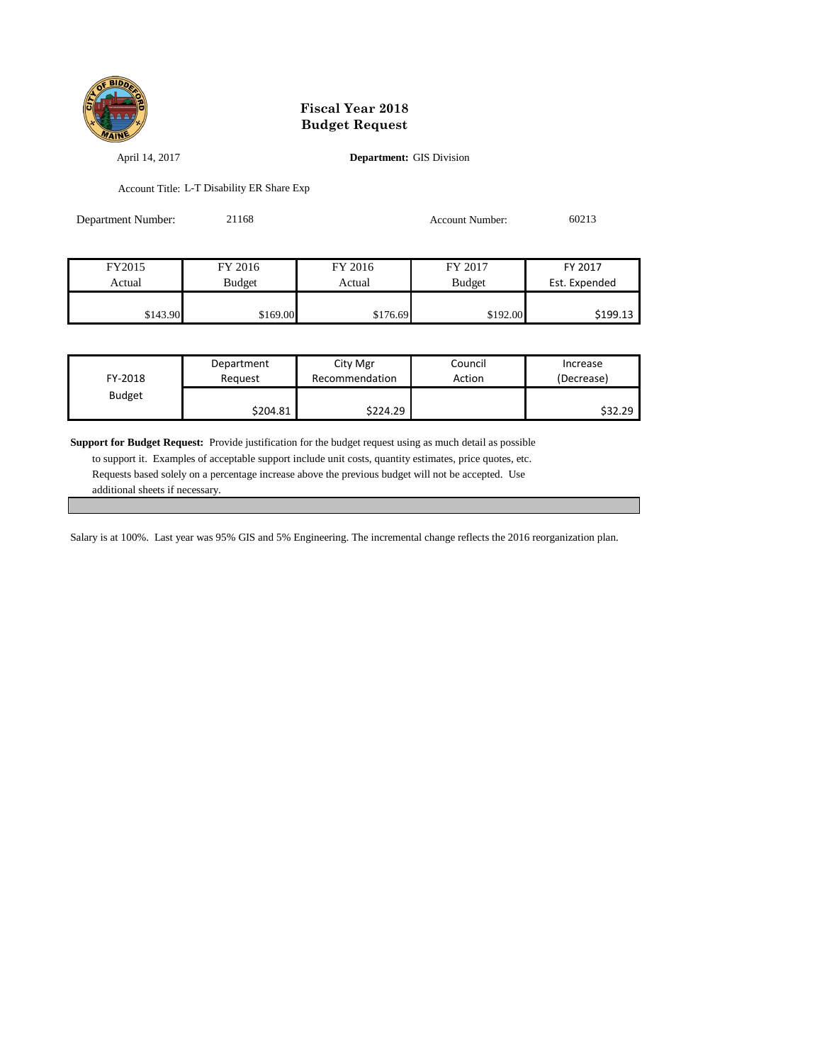# Fiscal Year 2018
# Budget Request

April 14, 2017

**Department:** GIS Division

Account Title: L-T Disability ER Share Exp

Department Number: 21168

Account Number: 60213

| FY2015 Actual | FY 2016 Budget | FY 2016 Actual | FY 2017 Budget | FY 2017 Est. Expended |
|---|---|---|---|---|
| $143.90 | $169.00 | $176.69 | $192.00 | $199.13 |

| FY-2018 Budget | Department Request | City Mgr Recommendation | Council Action | Increase (Decrease) |
|---|---|---|---|---|
| | $204.81 | $224.29 | | $32.29 |

**Support for Budget Request:** Provide justification for the budget request using as much detail as possible to support it. Examples of acceptable support include unit costs, quantity estimates, price quotes, etc. Requests based solely on a percentage increase above the previous budget will not be accepted. Use additional sheets if necessary.

Salary is at 100%. Last year was 95% GIS and 5% Engineering. The incremental change reflects the 2016 reorganization plan.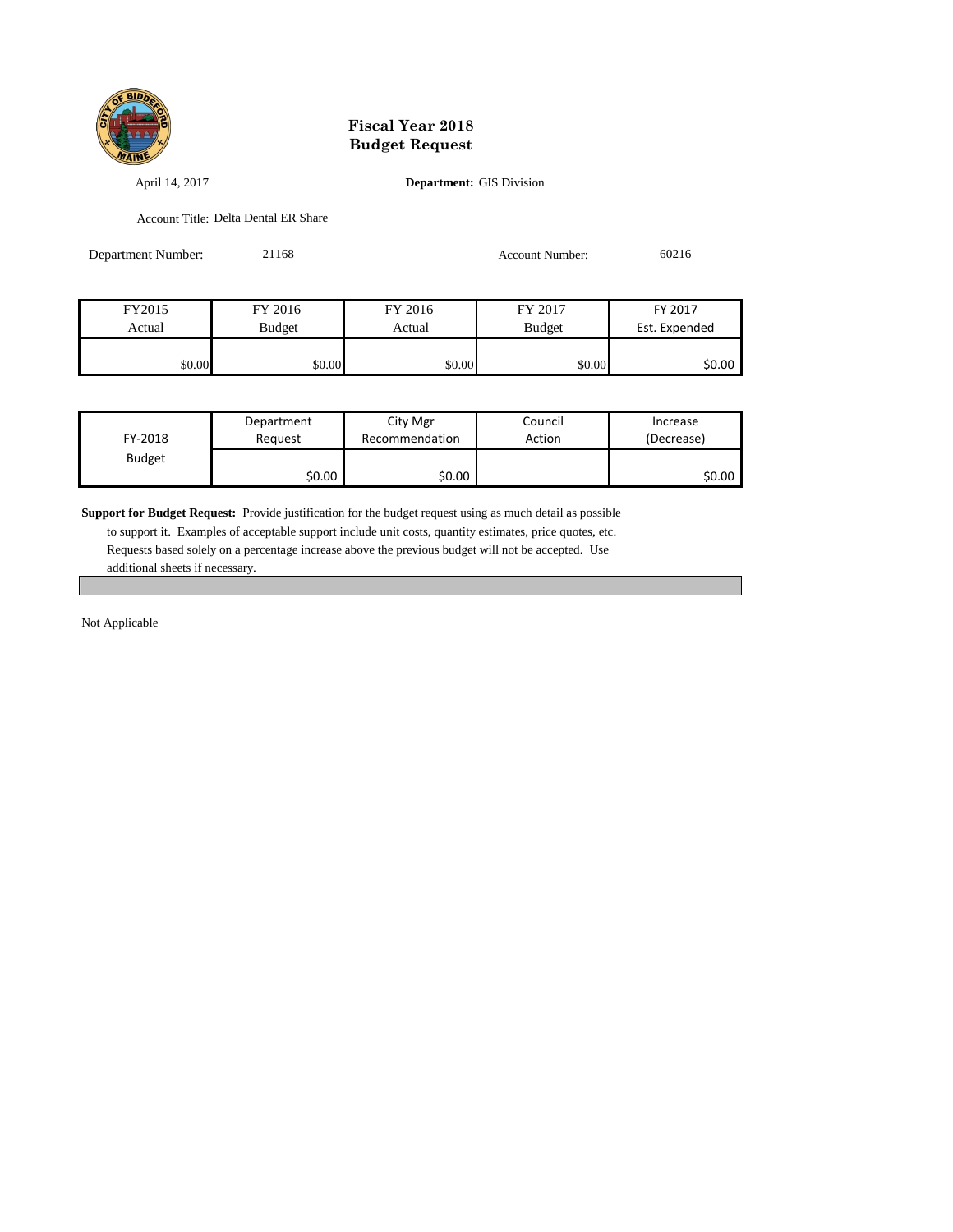# Fiscal Year 2018
# Budget Request

April 14, 2017

**Department:** GIS Division

Account Title: Delta Dental ER Share

Department Number: 21168

Account Number: 60216

| FY2015 Actual | FY 2016 Budget | FY 2016 Actual | FY 2017 Budget | FY 2017 Est. Expended |
|---|---|---|---|---|
| $0.00 | $0.00 | $0.00 | $0.00 | $0.00 |

| FY-2018 Budget | Department Request | City Mgr Recommendation | Council Action | Increase (Decrease) |
|---|---|---|---|---|
| | $0.00 | $0.00 | | $0.00 |

**Support for Budget Request:** Provide justification for the budget request using as much detail as possible to support it. Examples of acceptable support include unit costs, quantity estimates, price quotes, etc. Requests based solely on a percentage increase above the previous budget will not be accepted. Use additional sheets if necessary.

Not Applicable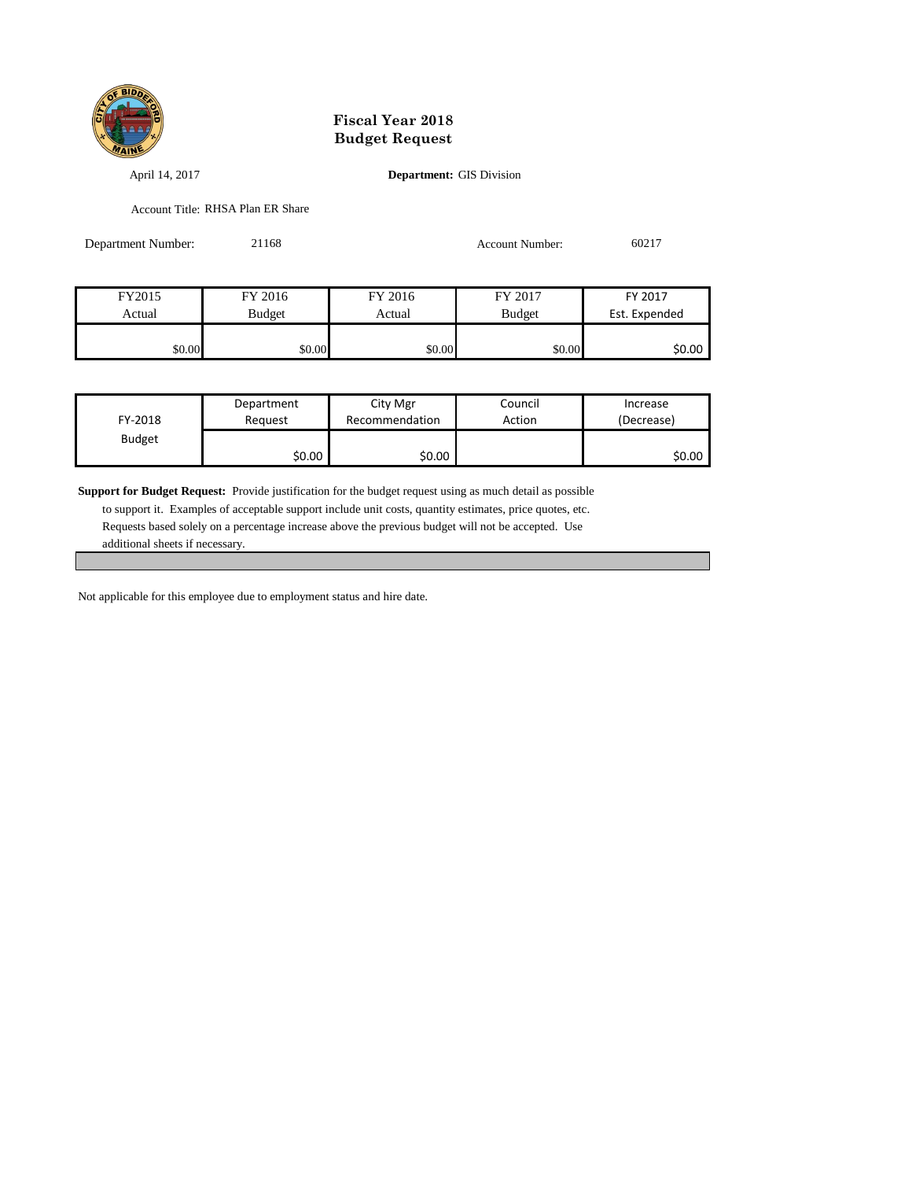# Fiscal Year 2018
# Budget Request

April 14, 2017

**Department:** GIS Division

Account Title: RHSA Plan ER Share

Department Number: 21168

Account Number: 60217

| FY2015 Actual | FY 2016 Budget | FY 2016 Actual | FY 2017 Budget | FY 2017 Est. Expended |
|---|---|---|---|---|
| $0.00 | $0.00 | $0.00 | $0.00 | $0.00 |

| FY-2018 Budget | Department Request | City Mgr Recommendation | Council Action | Increase (Decrease) |
|---|---|---|---|---|
| | $0.00 | $0.00 | | $0.00 |

**Support for Budget Request:** Provide justification for the budget request using as much detail as possible to support it. Examples of acceptable support include unit costs, quantity estimates, price quotes, etc. Requests based solely on a percentage increase above the previous budget will not be accepted. Use additional sheets if necessary.

Not applicable for this employee due to employment status and hire date.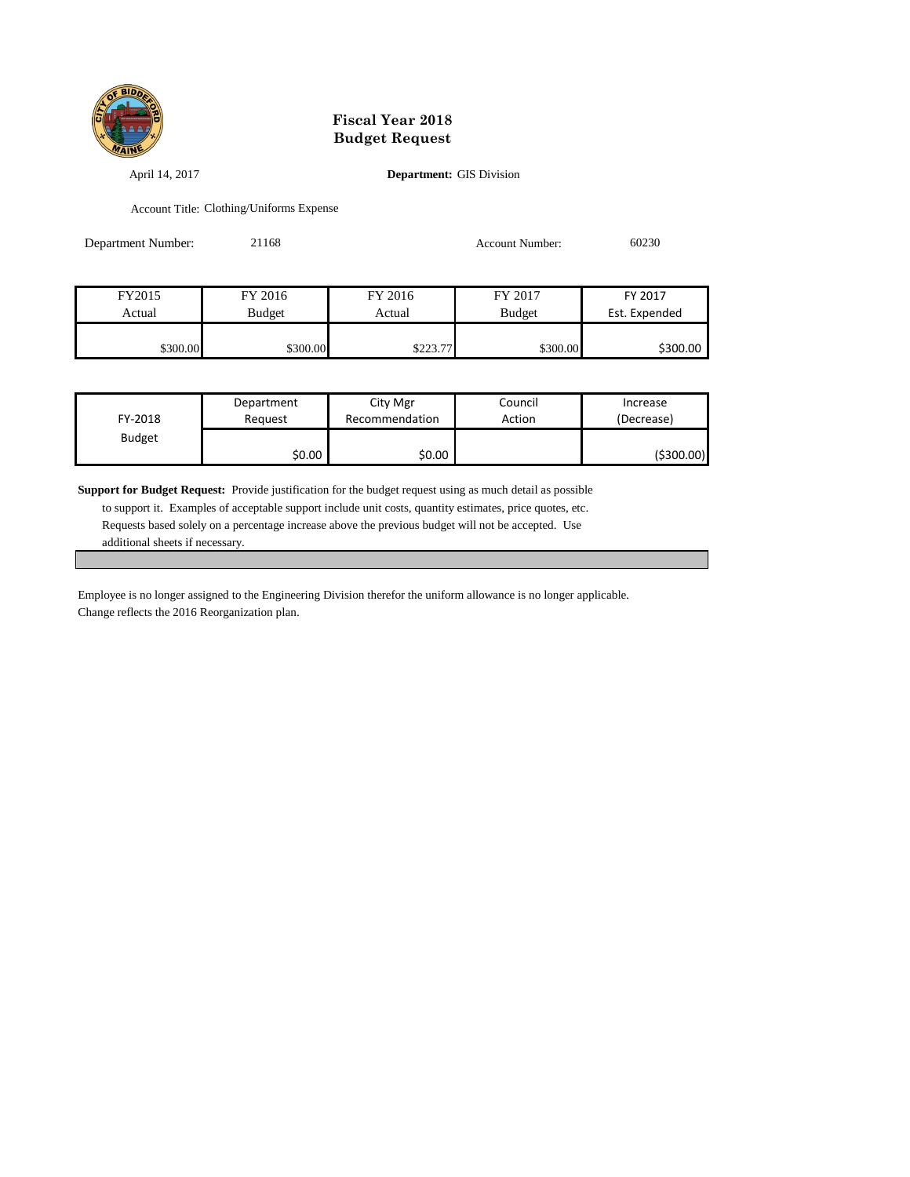# Fiscal Year 2018
# Budget Request

April 14, 2017

**Department:** GIS Division

Account Title: Clothing/Uniforms Expense

Department Number: 21168

Account Number: 60230

| FY2015 Actual | FY 2016 Budget | FY 2016 Actual | FY 2017 Budget | FY 2017 Est. Expended |
|---|---|---|---|---|
| $300.00 | $300.00 | $223.77 | $300.00 | $300.00 |

| FY-2018 Budget | Department Request | City Mgr Recommendation | Council Action | Increase (Decrease) |
|---|---|---|---|---|
| | $0.00 | $0.00 | | ($300.00) |

**Support for Budget Request:** Provide justification for the budget request using as much detail as possible to support it. Examples of acceptable support include unit costs, quantity estimates, price quotes, etc. Requests based solely on a percentage increase above the previous budget will not be accepted. Use additional sheets if necessary.

Employee is no longer assigned to the Engineering Division therefor the uniform allowance is no longer applicable. Change reflects the 2016 Reorganization plan.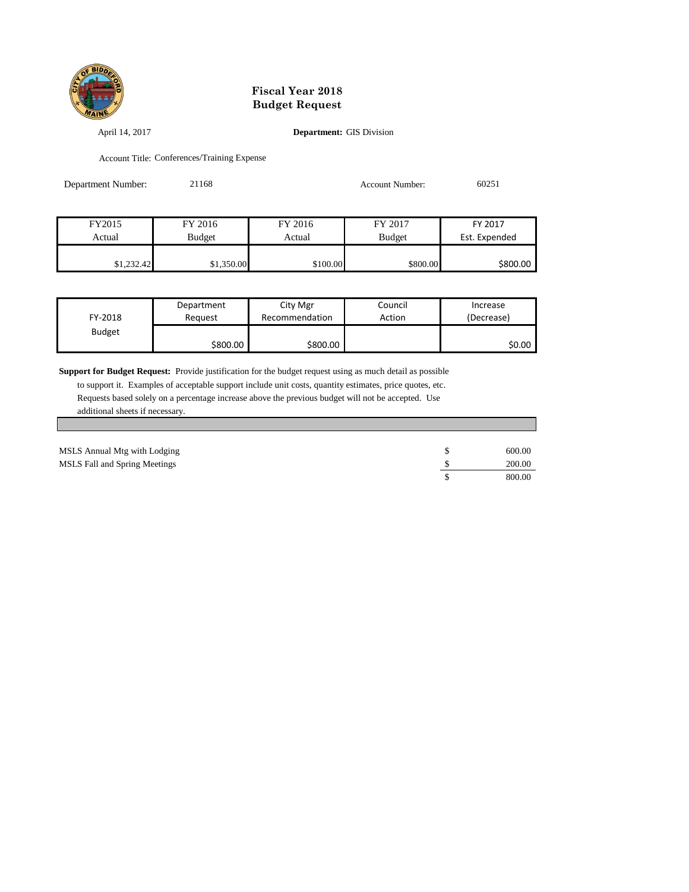# Fiscal Year 2018
# Budget Request

April 14, 2017

**Department:** GIS Division

Account Title: Conferences/Training Expense

Department Number: 21168

Account Number: 60251

| FY2015 Actual | FY 2016 Budget | FY 2016 Actual | FY 2017 Budget | FY 2017 Est. Expended |
|---|---|---|---|---|
| $1,232.42 | $1,350.00 | $100.00 | $800.00 | $800.00 |

| FY-2018 Budget | Department Request | City Mgr Recommendation | Council Action | Increase (Decrease) |
|---|---|---|---|---|
| | $800.00 | $800.00 | | $0.00 |

**Support for Budget Request:** Provide justification for the budget request using as much detail as possible to support it. Examples of acceptable support include unit costs, quantity estimates, price quotes, etc. Requests based solely on a percentage increase above the previous budget will not be accepted. Use additional sheets if necessary.

| Item | | Amount |
|---|---|---|
| MSLS Annual Mtg with Lodging | $ | 600.00 |
| MSLS Fall and Spring Meetings | $ | 200.00 |
| | $ | 800.00 |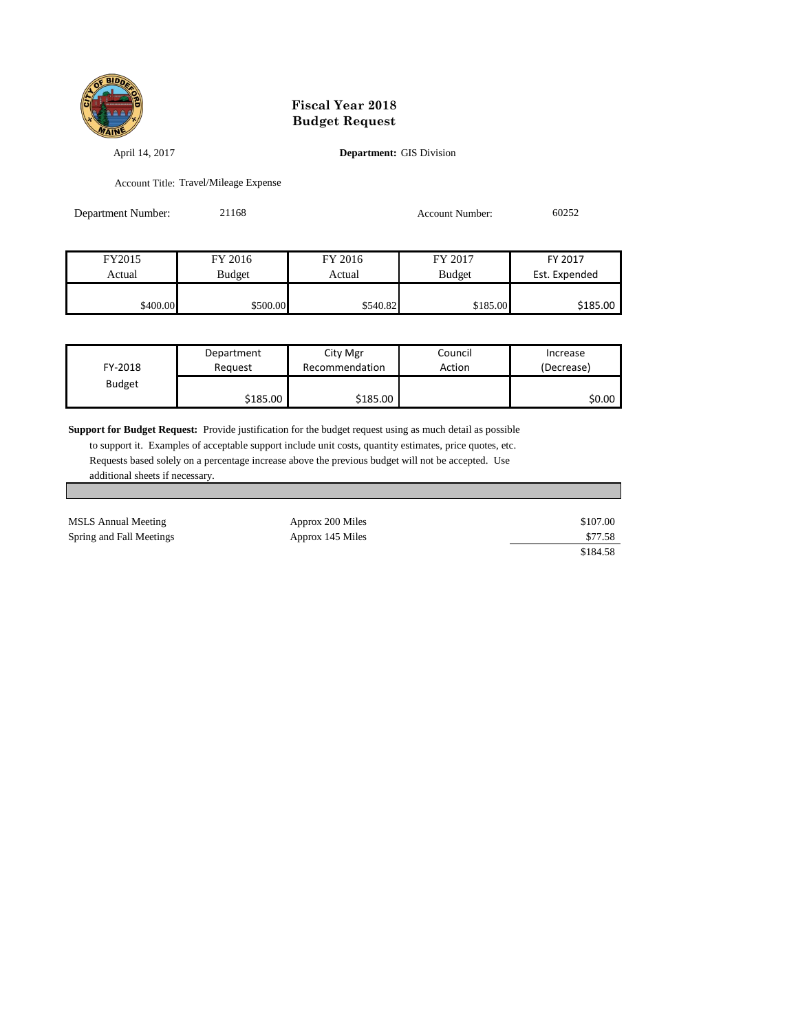# Fiscal Year 2018
# Budget Request

April 14, 2017

**Department:** GIS Division

Account Title: Travel/Mileage Expense

Department Number: 21168

Account Number: 60252

| FY2015 Actual | FY 2016 Budget | FY 2016 Actual | FY 2017 Budget | FY 2017 Est. Expended |
|---|---|---|---|---|
| $400.00 | $500.00 | $540.82 | $185.00 | $185.00 |

| FY-2018 Budget | Department Request | City Mgr Recommendation | Council Action | Increase (Decrease) |
|---|---|---|---|---|
| | $185.00 | $185.00 | | $0.00 |

**Support for Budget Request:** Provide justification for the budget request using as much detail as possible to support it. Examples of acceptable support include unit costs, quantity estimates, price quotes, etc. Requests based solely on a percentage increase above the previous budget will not be accepted. Use additional sheets if necessary.

| | | |
|---|---|---|
| MSLS Annual Meeting | Approx 200 Miles | $107.00 |
| Spring and Fall Meetings | Approx 145 Miles | $77.58 |
| | | $184.58 |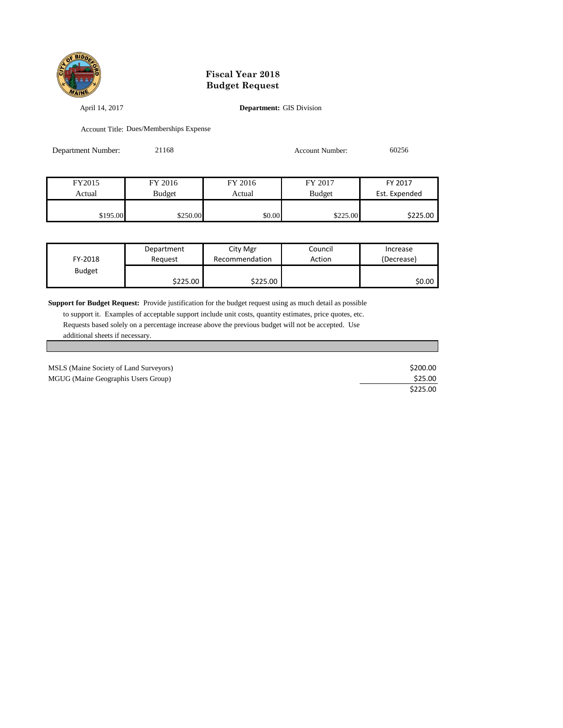# Fiscal Year 2018
# Budget Request

April 14, 2017

**Department:** GIS Division

Account Title: Dues/Memberships Expense

Department Number: 21168

Account Number: 60256

| FY2015 Actual | FY 2016 Budget | FY 2016 Actual | FY 2017 Budget | FY 2017 Est. Expended |
|---|---|---|---|---|
| $195.00 | $250.00 | $0.00 | $225.00 | $225.00 |

| FY-2018 Budget | Department Request | City Mgr Recommendation | Council Action | Increase (Decrease) |
|---|---|---|---|---|
| | $225.00 | $225.00 | | $0.00 |

**Support for Budget Request:** Provide justification for the budget request using as much detail as possible to support it. Examples of acceptable support include unit costs, quantity estimates, price quotes, etc. Requests based solely on a percentage increase above the previous budget will not be accepted. Use additional sheets if necessary.

| | |
|---|---|
| MSLS (Maine Society of Land Surveyors) | $200.00 |
| MGUG (Maine Geographis Users Group) | $25.00 |
| | $225.00 |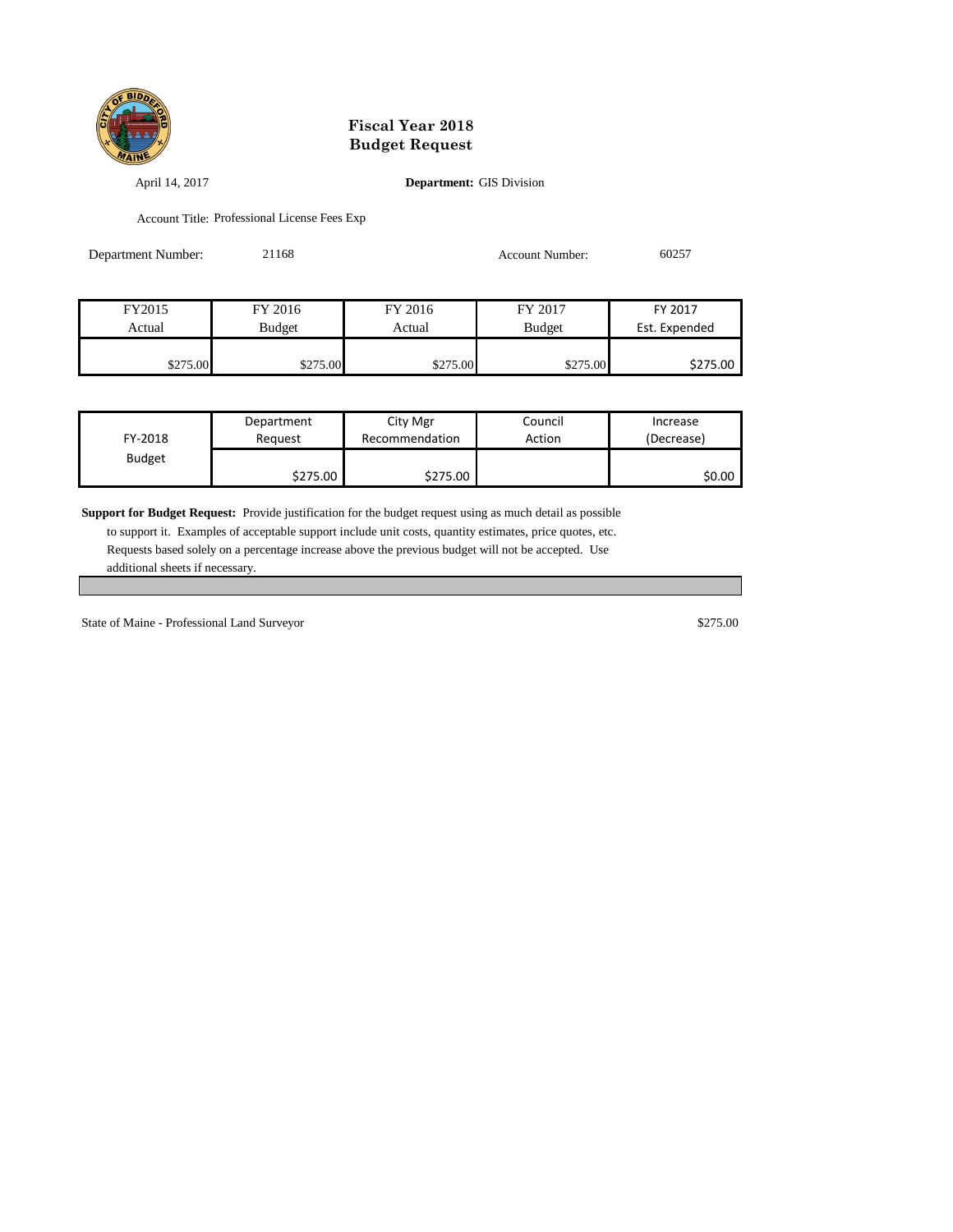# Fiscal Year 2018
# Budget Request

April 14, 2017

**Department:** GIS Division

Account Title: Professional License Fees Exp

Department Number: 21168

Account Number: 60257

| FY2015 Actual | FY 2016 Budget | FY 2016 Actual | FY 2017 Budget | FY 2017 Est. Expended |
|---|---|---|---|---|
| $275.00 | $275.00 | $275.00 | $275.00 | $275.00 |

| FY-2018 Budget | Department Request | City Mgr Recommendation | Council Action | Increase (Decrease) |
|---|---|---|---|---|
| | $275.00 | $275.00 | | $0.00 |

**Support for Budget Request:** Provide justification for the budget request using as much detail as possible to support it. Examples of acceptable support include unit costs, quantity estimates, price quotes, etc. Requests based solely on a percentage increase above the previous budget will not be accepted. Use additional sheets if necessary.

State of Maine - Professional Land Surveyor $275.00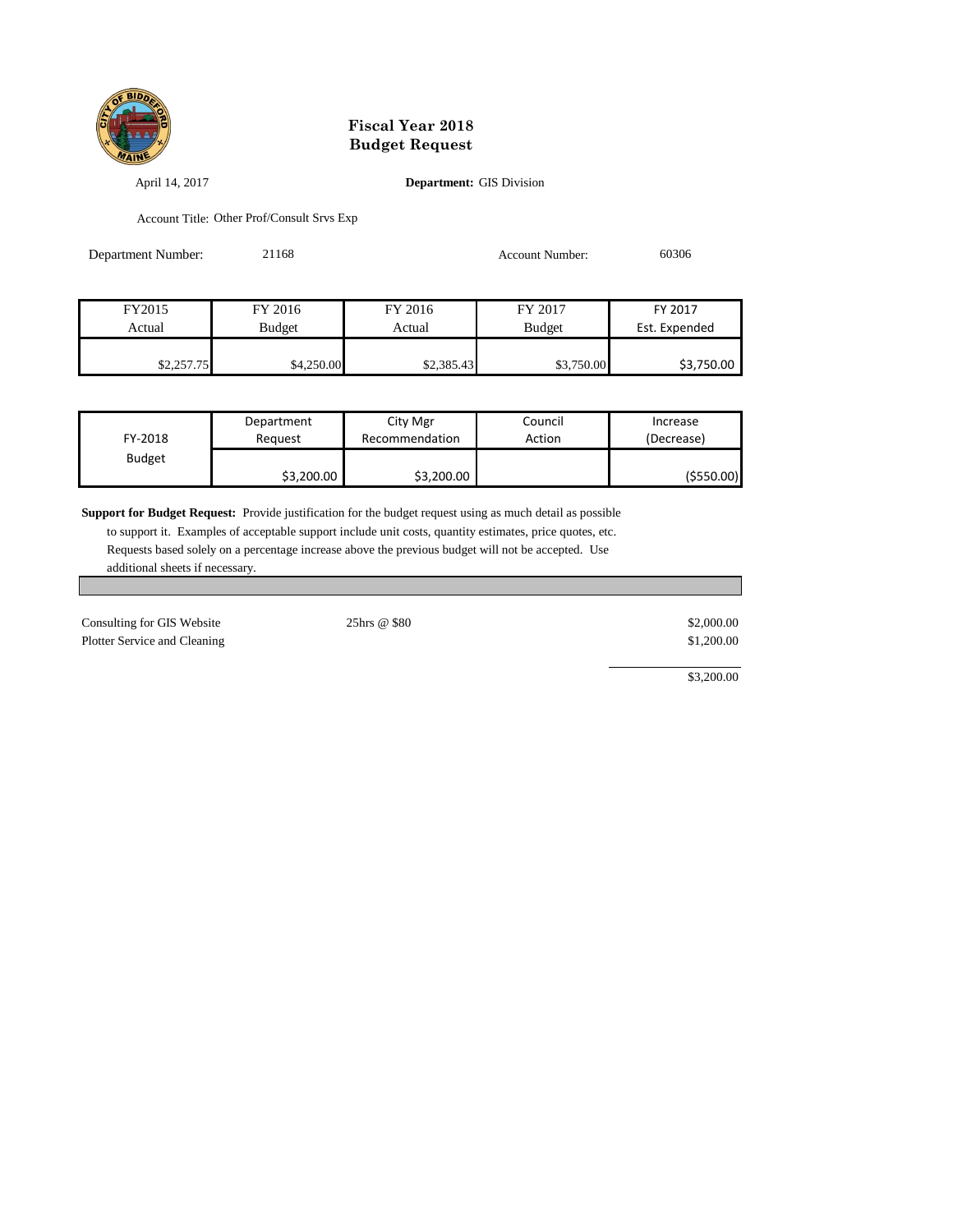# Fiscal Year 2018
# Budget Request

April 14, 2017

**Department:** GIS Division

Account Title: Other Prof/Consult Srvs Exp

Department Number: 21168

Account Number: 60306

| FY2015 Actual | FY 2016 Budget | FY 2016 Actual | FY 2017 Budget | FY 2017 Est. Expended |
|---|---|---|---|---|
| $2,257.75 | $4,250.00 | $2,385.43 | $3,750.00 | $3,750.00 |

| FY-2018 Budget | Department Request | City Mgr Recommendation | Council Action | Increase (Decrease) |
|---|---|---|---|---|
| | $3,200.00 | $3,200.00 | | ($550.00) |

**Support for Budget Request:** Provide justification for the budget request using as much detail as possible to support it. Examples of acceptable support include unit costs, quantity estimates, price quotes, etc. Requests based solely on a percentage increase above the previous budget will not be accepted. Use additional sheets if necessary.

| | | |
|---|---|---|
| Consulting for GIS Website | 25hrs @ $80 | $2,000.00 |
| Plotter Service and Cleaning | | $1,200.00 |
| | | $3,200.00 |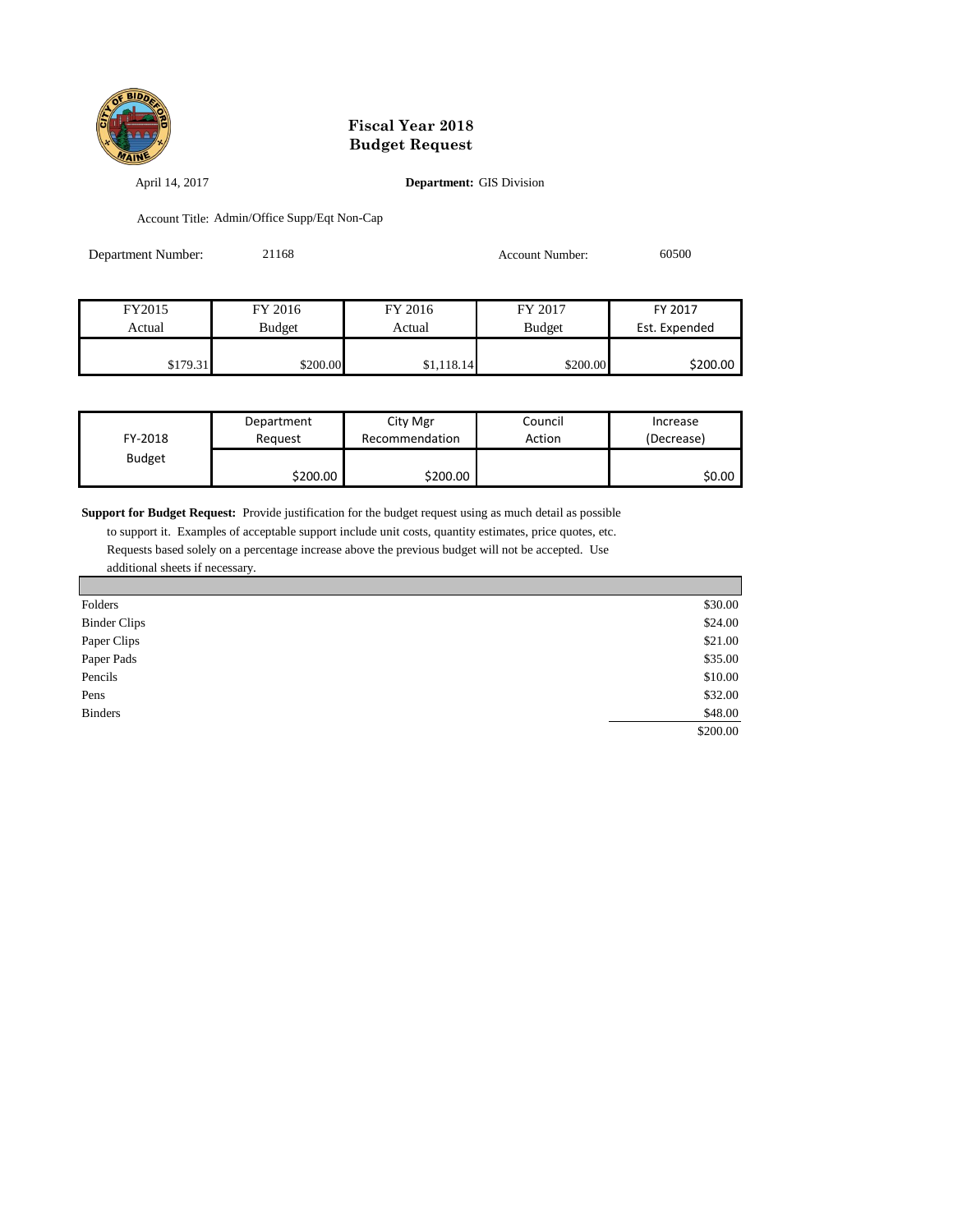# Fiscal Year 2018
# Budget Request

April 14, 2017

**Department:** GIS Division

Account Title: Admin/Office Supp/Eqt Non-Cap

Department Number: 21168

Account Number: 60500

| FY2015 Actual | FY 2016 Budget | FY 2016 Actual | FY 2017 Budget | FY 2017 Est. Expended |
|---|---|---|---|---|
| $179.31 | $200.00 | $1,118.14 | $200.00 | $200.00 |

| FY-2018 Budget | Department Request | City Mgr Recommendation | Council Action | Increase (Decrease) |
|---|---|---|---|---|
| | $200.00 | $200.00 | | $0.00 |

**Support for Budget Request:** Provide justification for the budget request using as much detail as possible to support it. Examples of acceptable support include unit costs, quantity estimates, price quotes, etc. Requests based solely on a percentage increase above the previous budget will not be accepted. Use additional sheets if necessary.

| Item | Amount |
|---|---|
| Folders | $30.00 |
| Binder Clips | $24.00 |
| Paper Clips | $21.00 |
| Paper Pads | $35.00 |
| Pencils | $10.00 |
| Pens | $32.00 |
| Binders | $48.00 |
| | $200.00 |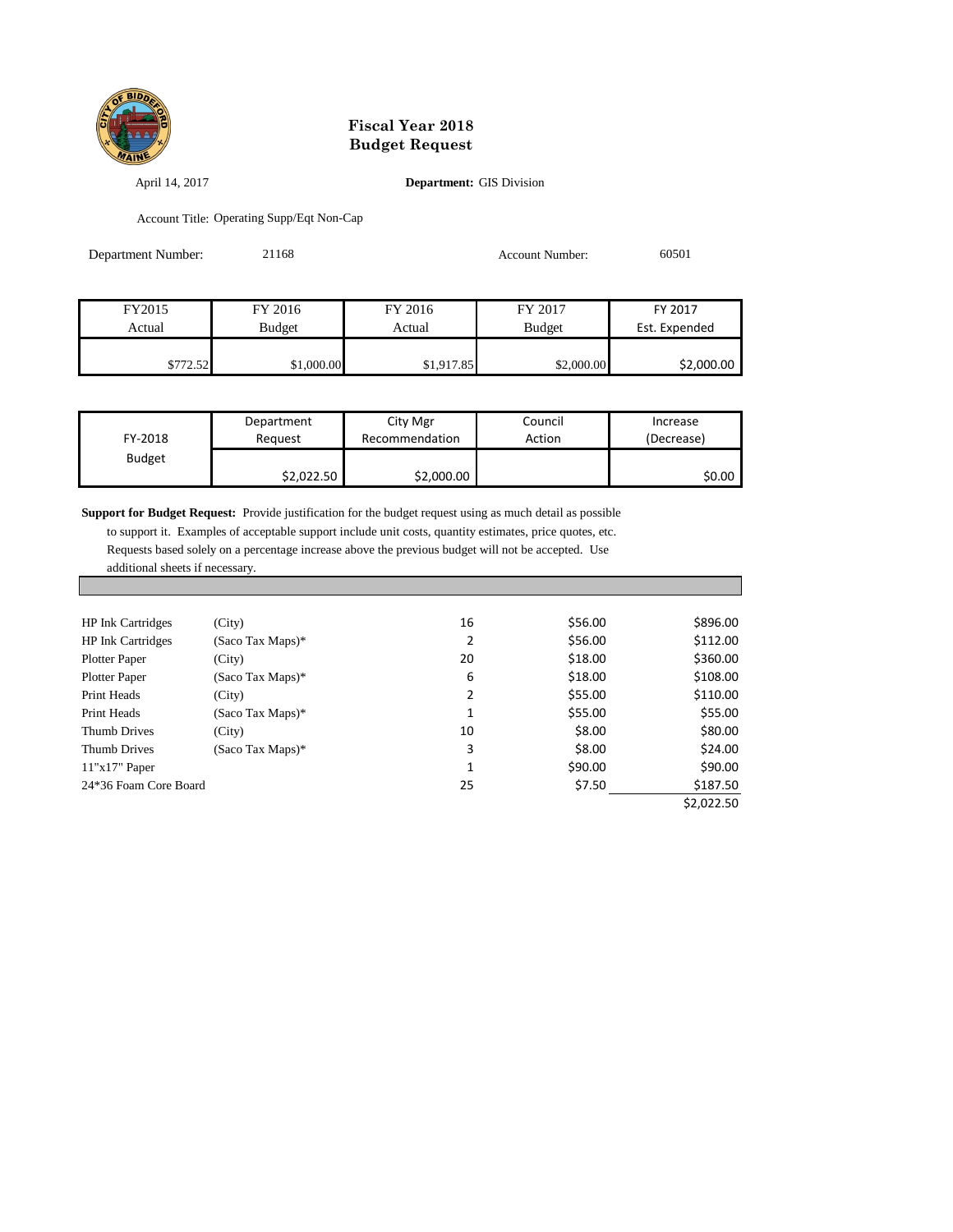# Fiscal Year 2018
# Budget Request

April 14, 2017

**Department:** GIS Division

Account Title: Operating Supp/Eqt Non-Cap

Department Number: 21168

Account Number: 60501

| FY2015 Actual | FY 2016 Budget | FY 2016 Actual | FY 2017 Budget | FY 2017 Est. Expended |
|---|---|---|---|---|
| $772.52 | $1,000.00 | $1,917.85 | $2,000.00 | $2,000.00 |

| FY-2018 Budget | Department Request | City Mgr Recommendation | Council Action | Increase (Decrease) |
|---|---|---|---|---|
| | $2,022.50 | $2,000.00 | | $0.00 |

**Support for Budget Request:** Provide justification for the budget request using as much detail as possible to support it. Examples of acceptable support include unit costs, quantity estimates, price quotes, etc. Requests based solely on a percentage increase above the previous budget will not be accepted. Use additional sheets if necessary.

| | | | | |
|---|---|---|---|---|
| HP Ink Cartridges | (City) | 16 | $56.00 | $896.00 |
| HP Ink Cartridges | (Saco Tax Maps)* | 2 | $56.00 | $112.00 |
| Plotter Paper | (City) | 20 | $18.00 | $360.00 |
| Plotter Paper | (Saco Tax Maps)* | 6 | $18.00 | $108.00 |
| Print Heads | (City) | 2 | $55.00 | $110.00 |
| Print Heads | (Saco Tax Maps)* | 1 | $55.00 | $55.00 |
| Thumb Drives | (City) | 10 | $8.00 | $80.00 |
| Thumb Drives | (Saco Tax Maps)* | 3 | $8.00 | $24.00 |
| 11"x17" Paper | | 1 | $90.00 | $90.00 |
| 24*36 Foam Core Board | | 25 | $7.50 | $187.50 |
| | | | | $2,022.50 |